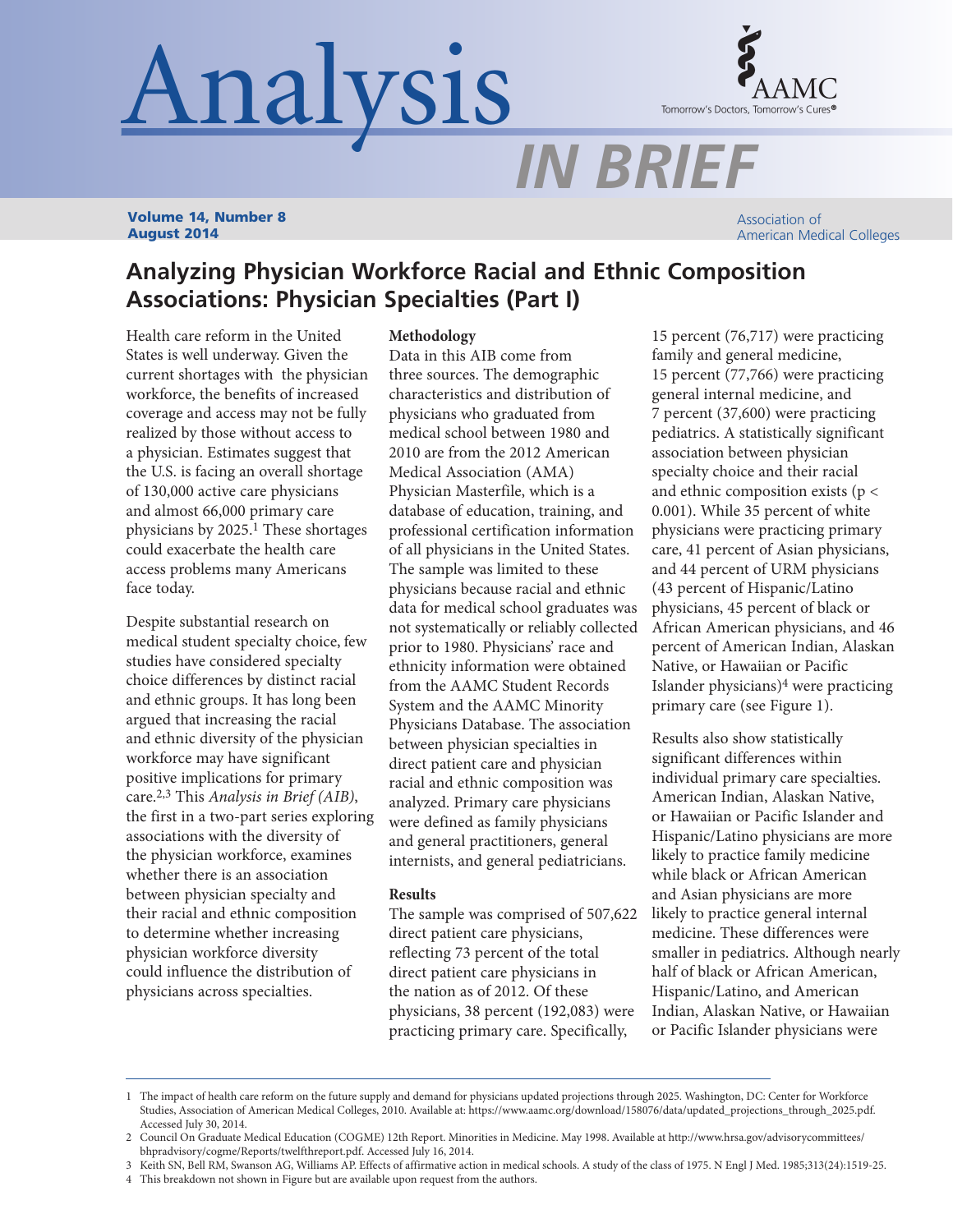# Analysis IN BRIEF

**Volume 14, Number 8**
**August 2014**

Association of American Medical Colleges

## Analyzing Physician Workforce Racial and Ethnic Composition Associations: Physician Specialties (Part I)

Health care reform in the United States is well underway. Given the current shortages with the physician workforce, the benefits of increased coverage and access may not be fully realized by those without access to a physician. Estimates suggest that the U.S. is facing an overall shortage of 130,000 active care physicians and almost 66,000 primary care physicians by 2025.[1] These shortages could exacerbate the health care access problems many Americans face today.

Despite substantial research on medical student specialty choice, few studies have considered specialty choice differences by distinct racial and ethnic groups. It has long been argued that increasing the racial and ethnic diversity of the physician workforce may have significant positive implications for primary care.[2,3] This *Analysis in Brief (AIB)*, the first in a two-part series exploring associations with the diversity of the physician workforce, examines whether there is an association between physician specialty and their racial and ethnic composition to determine whether increasing physician workforce diversity could influence the distribution of physicians across specialties.

### Methodology

Data in this AIB come from three sources. The demographic characteristics and distribution of physicians who graduated from medical school between 1980 and 2010 are from the 2012 American Medical Association (AMA) Physician Masterfile, which is a database of education, training, and professional certification information of all physicians in the United States. The sample was limited to these physicians because racial and ethnic data for medical school graduates was not systematically or reliably collected prior to 1980. Physicians' race and ethnicity information were obtained from the AAMC Student Records System and the AAMC Minority Physicians Database. The association between physician specialties in direct patient care and physician racial and ethnic composition was analyzed. Primary care physicians were defined as family physicians and general practitioners, general internists, and general pediatricians.

### Results

The sample was comprised of 507,622 direct patient care physicians, reflecting 73 percent of the total direct patient care physicians in the nation as of 2012. Of these physicians, 38 percent (192,083) were practicing primary care. Specifically, 15 percent (76,717) were practicing family and general medicine, 15 percent (77,766) were practicing general internal medicine, and 7 percent (37,600) were practicing pediatrics. A statistically significant association between physician specialty choice and their racial and ethnic composition exists ($p < 0.001$). While 35 percent of white physicians were practicing primary care, 41 percent of Asian physicians, and 44 percent of URM physicians (43 percent of Hispanic/Latino physicians, 45 percent of black or African American physicians, and 46 percent of American Indian, Alaskan Native, or Hawaiian or Pacific Islander physicians)[4] were practicing primary care (see Figure 1).

Results also show statistically significant differences within individual primary care specialties. American Indian, Alaskan Native, or Hawaiian or Pacific Islander and Hispanic/Latino physicians are more likely to practice family medicine while black or African American and Asian physicians are more likely to practice general internal medicine. These differences were smaller in pediatrics. Although nearly half of black or African American, Hispanic/Latino, and American Indian, Alaskan Native, or Hawaiian or Pacific Islander physicians were

---

1 The impact of health care reform on the future supply and demand for physicians updated projections through 2025. Washington, DC: Center for Workforce Studies, Association of American Medical Colleges, 2010. Available at: https://www.aamc.org/download/158076/data/updated_projections_through_2025.pdf. Accessed July 30, 2014.

2 Council On Graduate Medical Education (COGME) 12th Report. Minorities in Medicine. May 1998. Available at http://www.hrsa.gov/advisorycommittees/bhpradvisory/cogme/Reports/twelfthreport.pdf. Accessed July 16, 2014.

3 Keith SN, Bell RM, Swanson AG, Williams AP. Effects of affirmative action in medical schools. A study of the class of 1975. N Engl J Med. 1985;313(24):1519-25.

4 This breakdown not shown in Figure but are available upon request from the authors.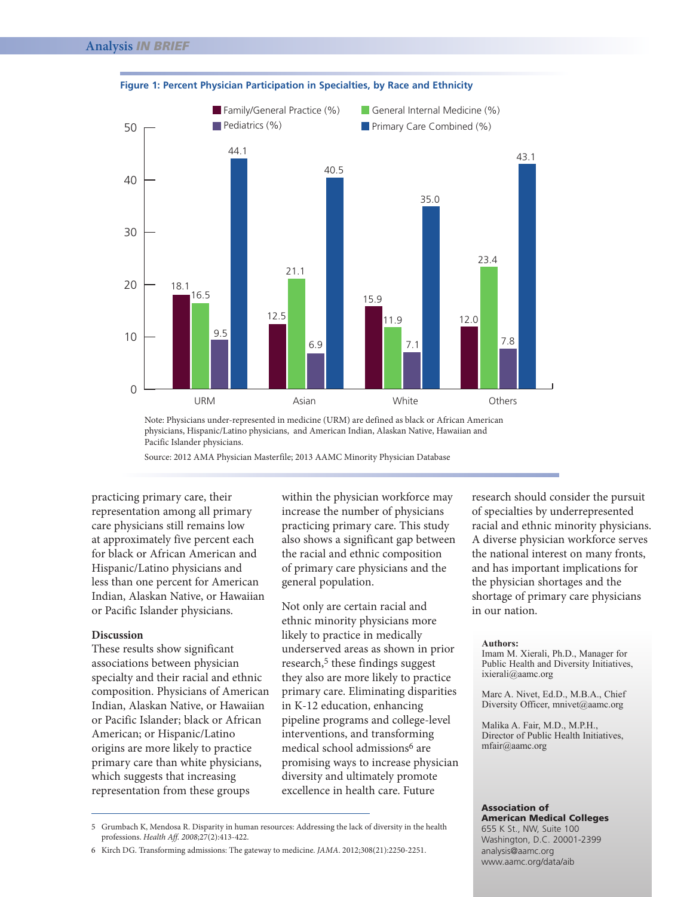**Figure 1: Percent Physician Participation in Specialties, by Race and Ethnicity**

Family/General Practice (%)
General Internal Medicine (%)
Pediatrics (%)
Primary Care Combined (%)

50
40
30
20
10
0

URM: 18.1, 16.5, 9.5, 44.1
Asian: 12.5, 21.1, 6.9, 40.5
White: 15.9, 11.9, 7.1, 35.0
Others: 12.0, 23.4, 7.8, 43.1

Note: Physicians under-represented in medicine (URM) are defined as black or African American physicians, Hispanic/Latino physicians, and American Indian, Alaskan Native, Hawaiian and Pacific Islander physicians.

Source: 2012 AMA Physician Masterfile; 2013 AAMC Minority Physician Database

practicing primary care, their representation among all primary care physicians still remains low at approximately five percent each for black or African American and Hispanic/Latino physicians and less than one percent for American Indian, Alaskan Native, or Hawaiian or Pacific Islander physicians.

**Discussion**

These results show significant associations between physician specialty and their racial and ethnic composition. Physicians of American Indian, Alaskan Native, or Hawaiian or Pacific Islander; black or African American; or Hispanic/Latino origins are more likely to practice primary care than white physicians, which suggests that increasing representation from these groups within the physician workforce may increase the number of physicians practicing primary care. This study also shows a significant gap between the racial and ethnic composition of primary care physicians and the general population.

Not only are certain racial and ethnic minority physicians more likely to practice in medically underserved areas as shown in prior research,[5] these findings suggest they also are more likely to practice primary care. Eliminating disparities in K-12 education, enhancing pipeline programs and college-level interventions, and transforming medical school admissions[6] are promising ways to increase physician diversity and ultimately promote excellence in health care. Future research should consider the pursuit of specialties by underrepresented racial and ethnic minority physicians. A diverse physician workforce serves the national interest on many fronts, and has important implications for the physician shortages and the shortage of primary care physicians in our nation.

**Authors:**

Imam M. Xierali, Ph.D., Manager for Public Health and Diversity Initiatives, ixierali@aamc.org

Marc A. Nivet, Ed.D., M.B.A., Chief Diversity Officer, mnivet@aamc.org

Malika A. Fair, M.D., M.P.H., Director of Public Health Initiatives, mfair@aamc.org

**Association of American Medical Colleges**
655 K St., NW, Suite 100
Washington, D.C. 20001-2399
analysis@aamc.org
www.aamc.org/data/aib

5 Grumbach K, Mendosa R. Disparity in human resources: Addressing the lack of diversity in the health professions. *Health Aff.* 2008;27(2):413-422.

6 Kirch DG. Transforming admissions: The gateway to medicine. *JAMA*. 2012;308(21):2250-2251.